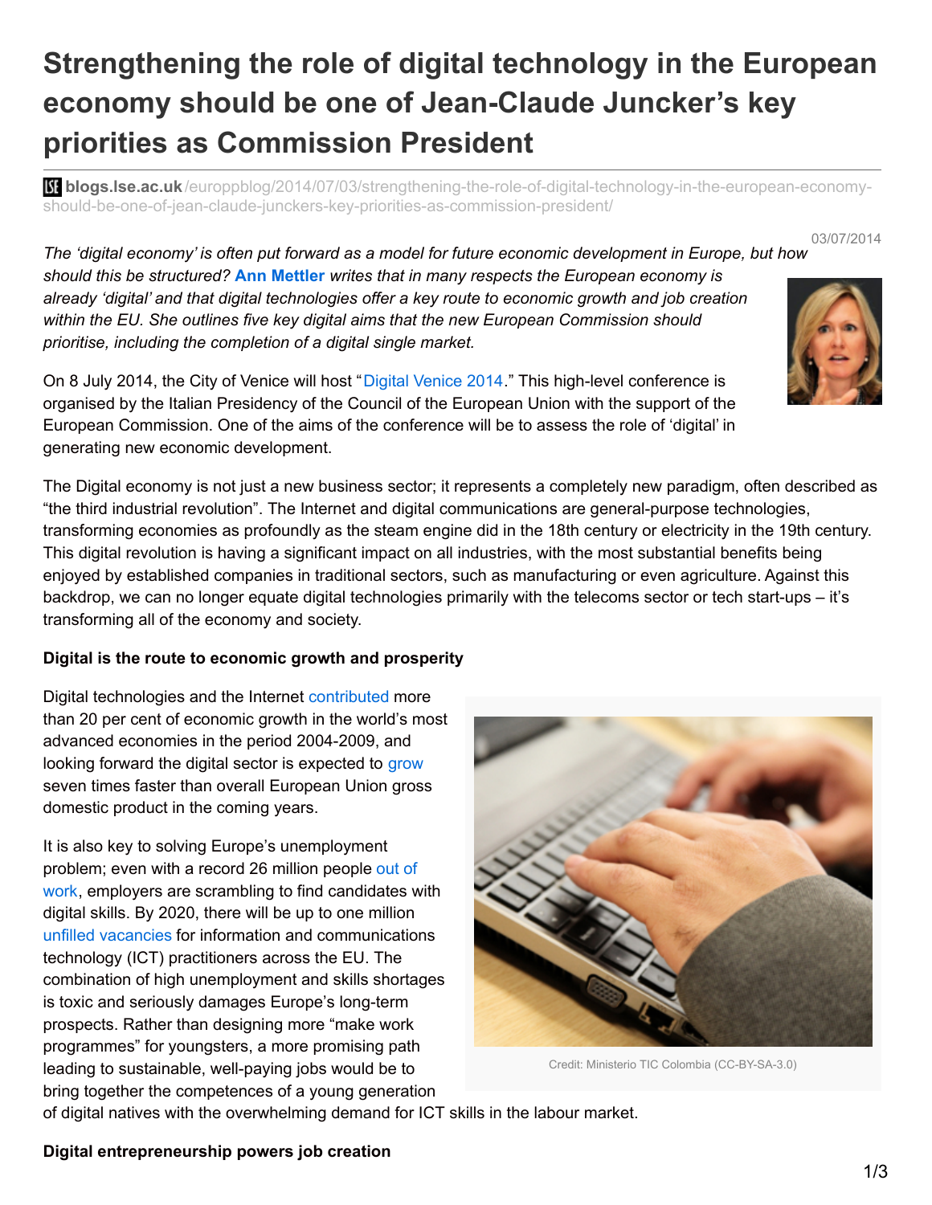# Strengthening the role of digital technology in the European economy should be one of Jean-Claude Juncker's key priorities as Commission President

**blogs.lse.ac.uk**/europpblog/2014/07/03/strengthening-the-role-of-digital-technology-in-the-european-economy-should-be-one-of-jean-claude-junckers-key-priorities-as-commission-president/

03/07/2014

*The 'digital economy' is often put forward as a model for future economic development in Europe, but how should this be structured?* **Ann Mettler** *writes that in many respects the European economy is already 'digital' and that digital technologies offer a key route to economic growth and job creation within the EU. She outlines five key digital aims that the new European Commission should prioritise, including the completion of a digital single market.*

On 8 July 2014, the City of Venice will host "Digital Venice 2014." This high-level conference is organised by the Italian Presidency of the Council of the European Union with the support of the European Commission. One of the aims of the conference will be to assess the role of 'digital' in generating new economic development.

The Digital economy is not just a new business sector; it represents a completely new paradigm, often described as "the third industrial revolution". The Internet and digital communications are general-purpose technologies, transforming economies as profoundly as the steam engine did in the 18th century or electricity in the 19th century. This digital revolution is having a significant impact on all industries, with the most substantial benefits being enjoyed by established companies in traditional sectors, such as manufacturing or even agriculture. Against this backdrop, we can no longer equate digital technologies primarily with the telecoms sector or tech start-ups – it's transforming all of the economy and society.

**Digital is the route to economic growth and prosperity**

Digital technologies and the Internet contributed more than 20 per cent of economic growth in the world's most advanced economies in the period 2004-2009, and looking forward the digital sector is expected to grow seven times faster than overall European Union gross domestic product in the coming years.

It is also key to solving Europe's unemployment problem; even with a record 26 million people out of work, employers are scrambling to find candidates with digital skills. By 2020, there will be up to one million unfilled vacancies for information and communications technology (ICT) practitioners across the EU. The combination of high unemployment and skills shortages is toxic and seriously damages Europe's long-term prospects. Rather than designing more "make work programmes" for youngsters, a more promising path leading to sustainable, well-paying jobs would be to bring together the competences of a young generation of digital natives with the overwhelming demand for ICT skills in the labour market.

Credit: Ministerio TIC Colombia (CC-BY-SA-3.0)

**Digital entrepreneurship powers job creation**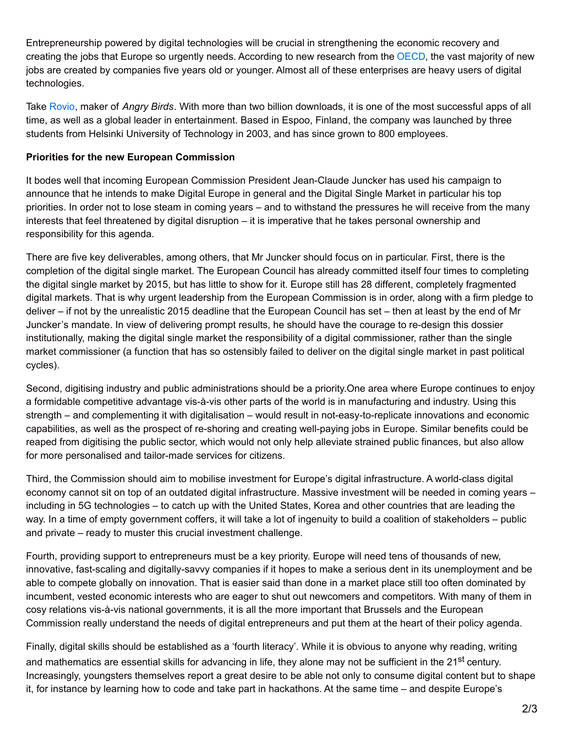Entrepreneurship powered by digital technologies will be crucial in strengthening the economic recovery and creating the jobs that Europe so urgently needs. According to new research from the OECD, the vast majority of new jobs are created by companies five years old or younger. Almost all of these enterprises are heavy users of digital technologies.

Take Rovio, maker of *Angry Birds*. With more than two billion downloads, it is one of the most successful apps of all time, as well as a global leader in entertainment. Based in Espoo, Finland, the company was launched by three students from Helsinki University of Technology in 2003, and has since grown to 800 employees.

**Priorities for the new European Commission**

It bodes well that incoming European Commission President Jean-Claude Juncker has used his campaign to announce that he intends to make Digital Europe in general and the Digital Single Market in particular his top priorities. In order not to lose steam in coming years – and to withstand the pressures he will receive from the many interests that feel threatened by digital disruption – it is imperative that he takes personal ownership and responsibility for this agenda.

There are five key deliverables, among others, that Mr Juncker should focus on in particular. First, there is the completion of the digital single market. The European Council has already committed itself four times to completing the digital single market by 2015, but has little to show for it. Europe still has 28 different, completely fragmented digital markets. That is why urgent leadership from the European Commission is in order, along with a firm pledge to deliver – if not by the unrealistic 2015 deadline that the European Council has set – then at least by the end of Mr Juncker's mandate. In view of delivering prompt results, he should have the courage to re-design this dossier institutionally, making the digital single market the responsibility of a digital commissioner, rather than the single market commissioner (a function that has so ostensibly failed to deliver on the digital single market in past political cycles).

Second, digitising industry and public administrations should be a priority.One area where Europe continues to enjoy a formidable competitive advantage vis-à-vis other parts of the world is in manufacturing and industry. Using this strength – and complementing it with digitalisation – would result in not-easy-to-replicate innovations and economic capabilities, as well as the prospect of re-shoring and creating well-paying jobs in Europe. Similar benefits could be reaped from digitising the public sector, which would not only help alleviate strained public finances, but also allow for more personalised and tailor-made services for citizens.

Third, the Commission should aim to mobilise investment for Europe's digital infrastructure. A world-class digital economy cannot sit on top of an outdated digital infrastructure. Massive investment will be needed in coming years – including in 5G technologies – to catch up with the United States, Korea and other countries that are leading the way. In a time of empty government coffers, it will take a lot of ingenuity to build a coalition of stakeholders – public and private – ready to muster this crucial investment challenge.

Fourth, providing support to entrepreneurs must be a key priority. Europe will need tens of thousands of new, innovative, fast-scaling and digitally-savvy companies if it hopes to make a serious dent in its unemployment and be able to compete globally on innovation. That is easier said than done in a market place still too often dominated by incumbent, vested economic interests who are eager to shut out newcomers and competitors. With many of them in cosy relations vis-à-vis national governments, it is all the more important that Brussels and the European Commission really understand the needs of digital entrepreneurs and put them at the heart of their policy agenda.

Finally, digital skills should be established as a 'fourth literacy'. While it is obvious to anyone why reading, writing and mathematics are essential skills for advancing in life, they alone may not be sufficient in the 21st century. Increasingly, youngsters themselves report a great desire to be able not only to consume digital content but to shape it, for instance by learning how to code and take part in hackathons. At the same time – and despite Europe's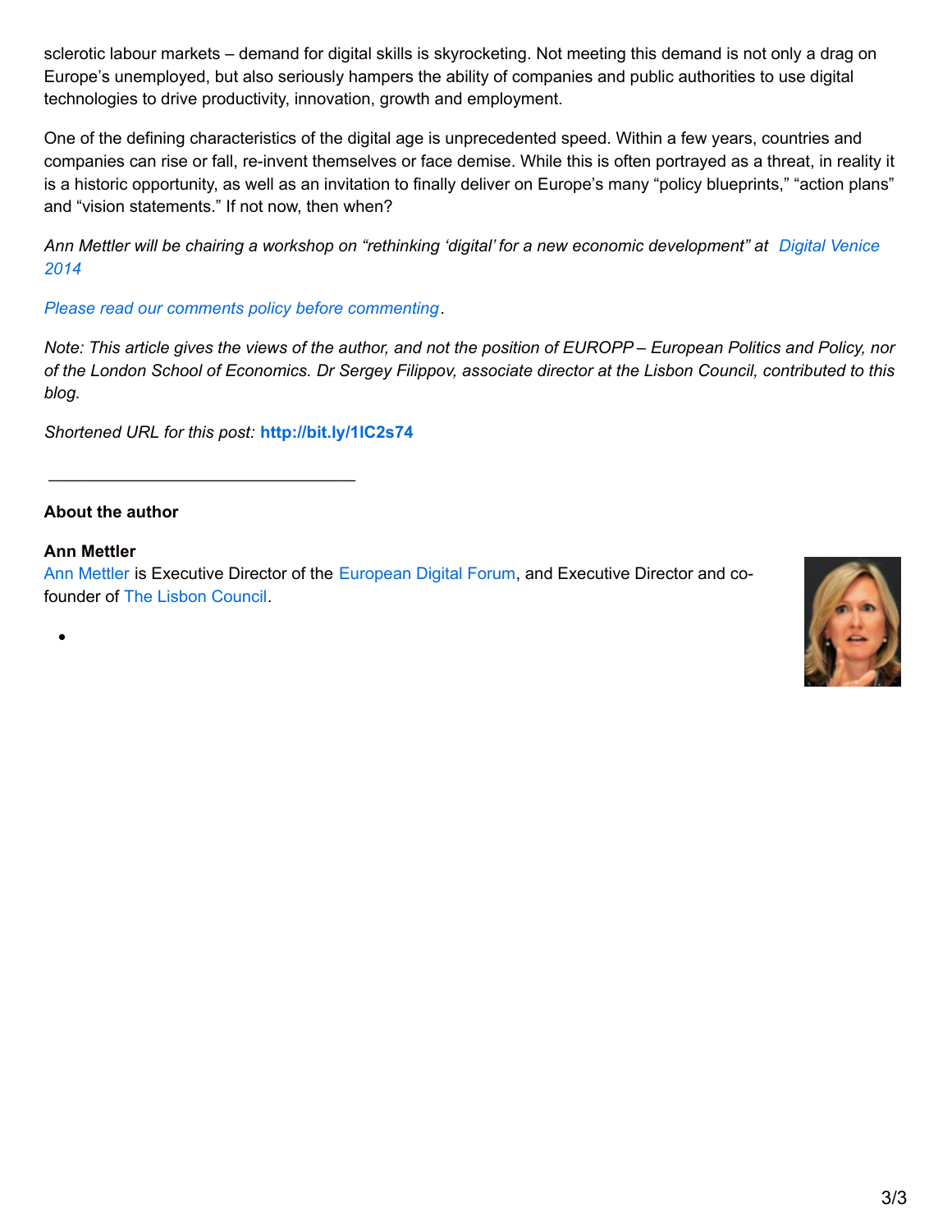sclerotic labour markets – demand for digital skills is skyrocketing. Not meeting this demand is not only a drag on Europe's unemployed, but also seriously hampers the ability of companies and public authorities to use digital technologies to drive productivity, innovation, growth and employment.

One of the defining characteristics of the digital age is unprecedented speed. Within a few years, countries and companies can rise or fall, re-invent themselves or face demise. While this is often portrayed as a threat, in reality it is a historic opportunity, as well as an invitation to finally deliver on Europe's many "policy blueprints," "action plans" and "vision statements." If not now, then when?

*Ann Mettler will be chairing a workshop on "rethinking 'digital' for a new economic development" at Digital Venice 2014*

*Please read our comments policy before commenting*.

*Note: This article gives the views of the author, and not the position of EUROPP – European Politics and Policy, nor of the London School of Economics. Dr Sergey Filippov, associate director at the Lisbon Council, contributed to this blog.*

*Shortened URL for this post:* **http://bit.ly/1lC2s74**

---

**About the author**

**Ann Mettler**
Ann Mettler is Executive Director of the European Digital Forum, and Executive Director and co-founder of The Lisbon Council.